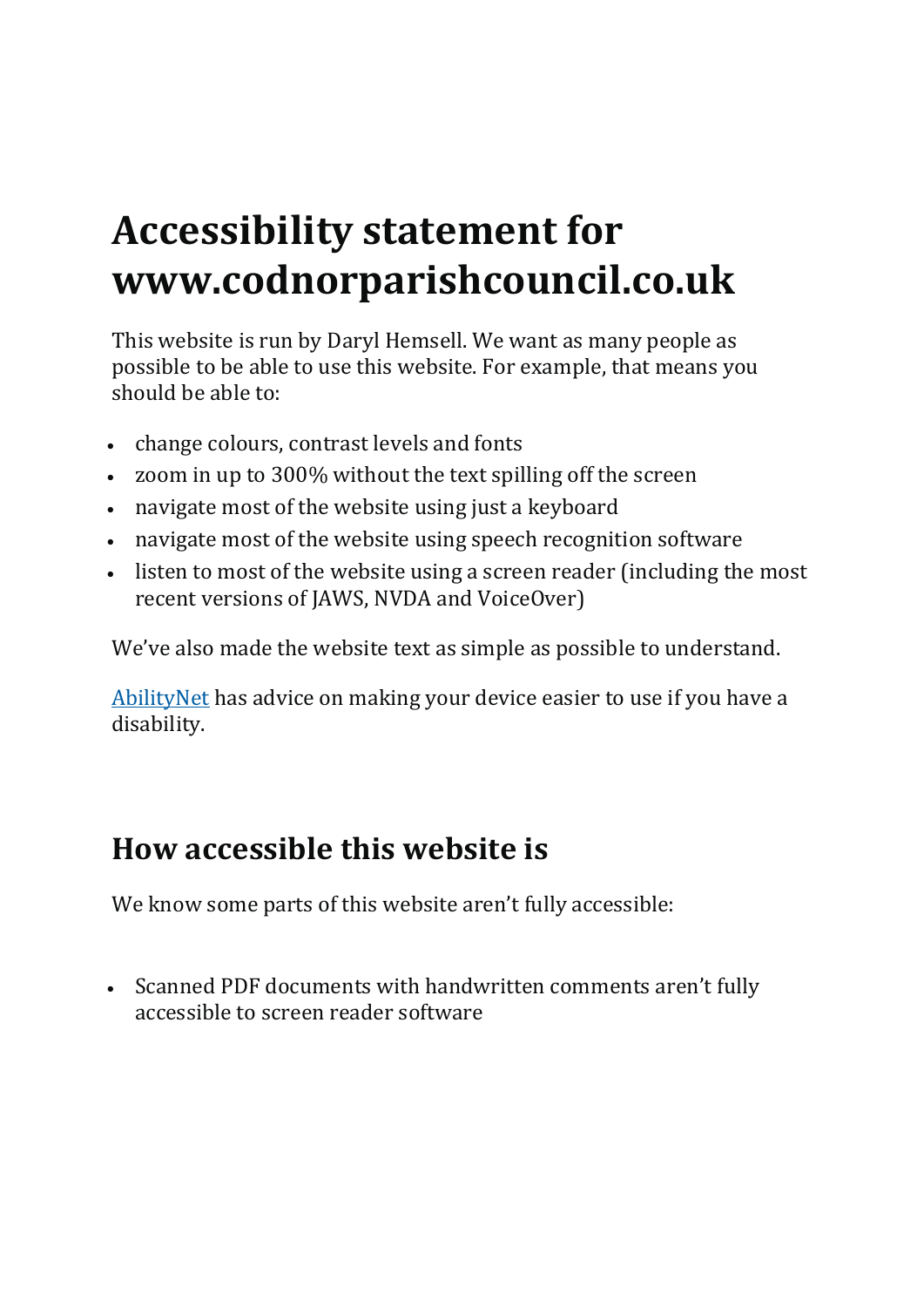# Accessibility statement for www.codnorparishcouncil.co.uk

This website is run by Daryl Hemsell. We want as many people as possible to be able to use this website. For example, that means you should be able to:

- change colours, contrast levels and fonts
- zoom in up to 300% without the text spilling off the screen
- navigate most of the website using just a keyboard
- navigate most of the website using speech recognition software
- listen to most of the website using a screen reader (including the most recent versions of JAWS, NVDA and VoiceOver)

We've also made the website text as simple as possible to understand.

AbilityNet has advice on making your device easier to use if you have a disability.

## How accessible this website is

We know some parts of this website aren't fully accessible:

- Scanned PDF documents with handwritten comments aren't fully accessible to screen reader software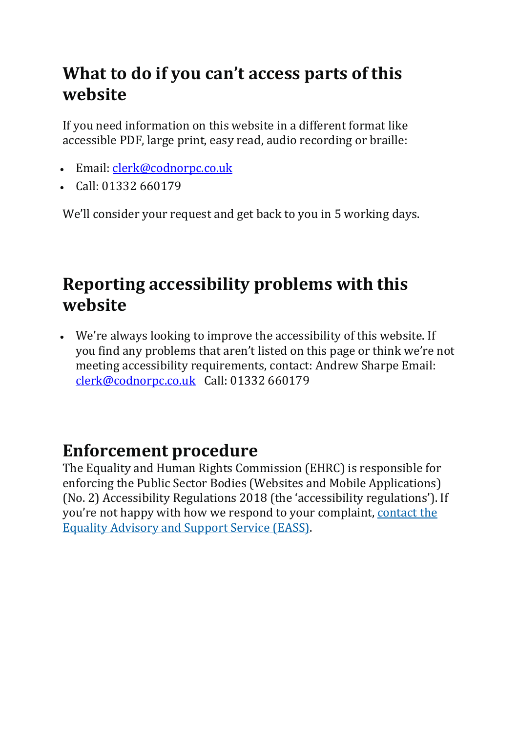## What to do if you can't access parts of this website

If you need information on this website in a different format like accessible PDF, large print, easy read, audio recording or braille:

- Email: [clerk@codnorpc.co.uk](mailto:clerk@codnorpc.co.uk)
- Call: 01332 660179

We'll consider your request and get back to you in 5 working days.

## Reporting accessibility problems with this website

- We're always looking to improve the accessibility of this website. If you find any problems that aren't listed on this page or think we're not meeting accessibility requirements, contact: Andrew Sharpe Email: [clerk@codnorpc.co.uk](mailto:clerk@codnorpc.co.uk) Call: 01332 660179

## Enforcement procedure

The Equality and Human Rights Commission (EHRC) is responsible for enforcing the Public Sector Bodies (Websites and Mobile Applications) (No. 2) Accessibility Regulations 2018 (the 'accessibility regulations'). If you're not happy with how we respond to your complaint, contact the Equality Advisory and Support Service (EASS).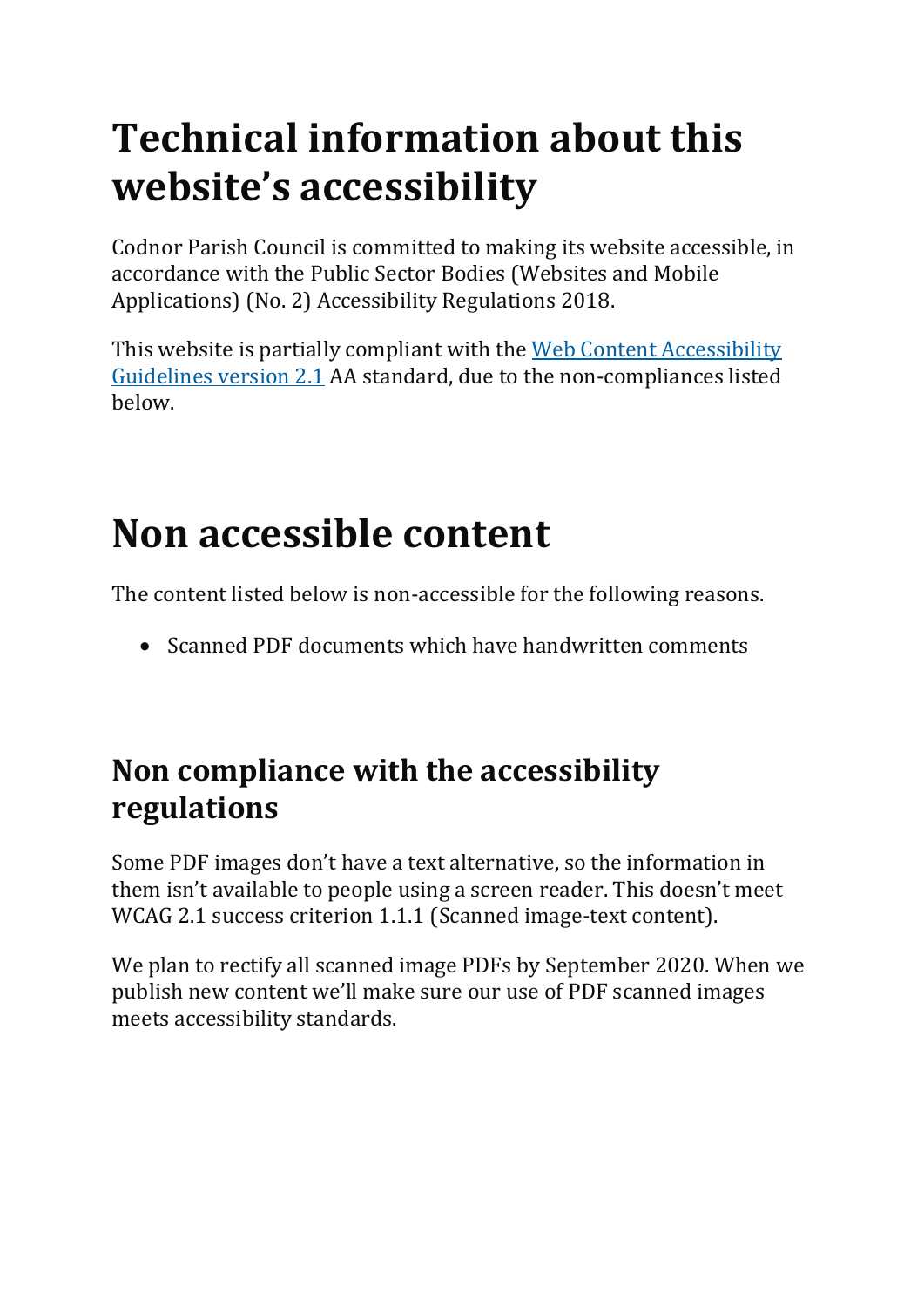# Technical information about this website's accessibility

Codnor Parish Council is committed to making its website accessible, in accordance with the Public Sector Bodies (Websites and Mobile Applications) (No. 2) Accessibility Regulations 2018.

This website is partially compliant with the Web Content Accessibility Guidelines version 2.1 AA standard, due to the non-compliances listed below.

# Non accessible content

The content listed below is non-accessible for the following reasons.

- Scanned PDF documents which have handwritten comments

## Non compliance with the accessibility regulations

Some PDF images don't have a text alternative, so the information in them isn't available to people using a screen reader. This doesn't meet WCAG 2.1 success criterion 1.1.1 (Scanned image-text content).

We plan to rectify all scanned image PDFs by September 2020. When we publish new content we'll make sure our use of PDF scanned images meets accessibility standards.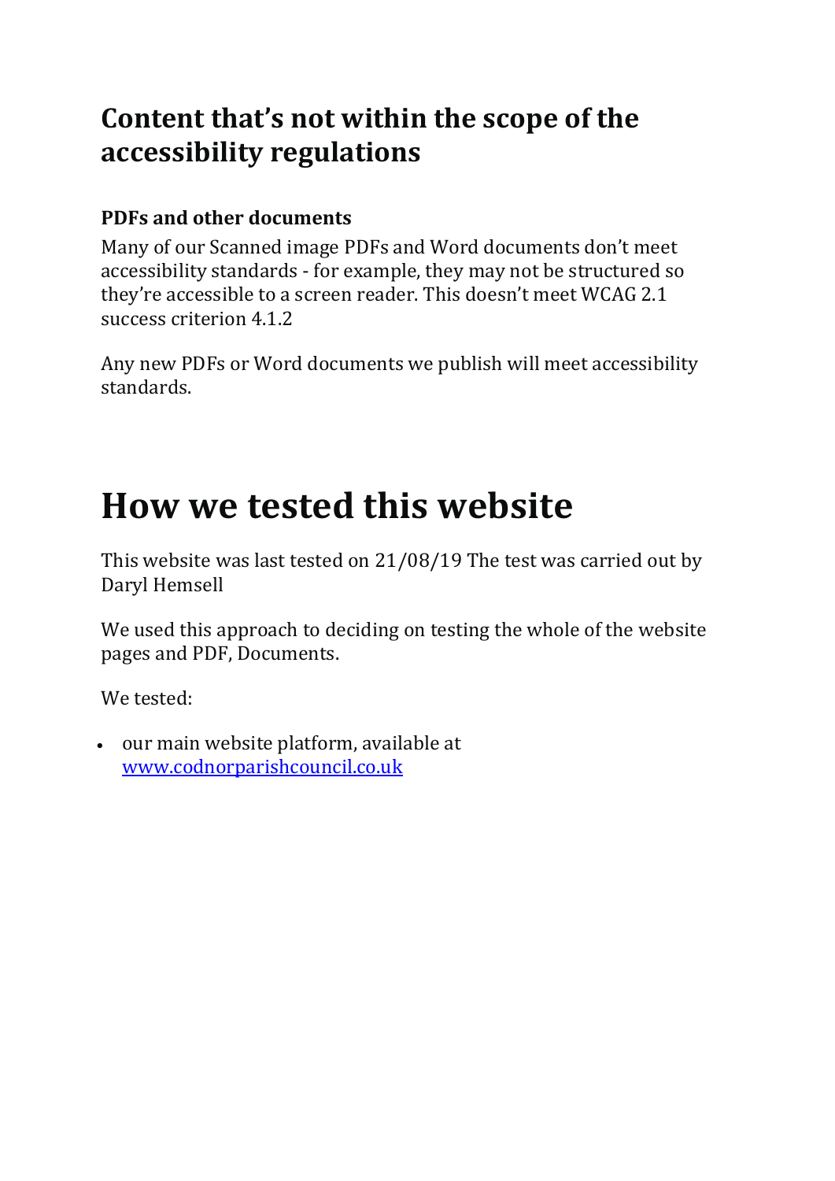## Content that's not within the scope of the accessibility regulations

### PDFs and other documents

Many of our Scanned image PDFs and Word documents don't meet accessibility standards - for example, they may not be structured so they're accessible to a screen reader. This doesn't meet WCAG 2.1 success criterion 4.1.2

Any new PDFs or Word documents we publish will meet accessibility standards.

# How we tested this website

This website was last tested on 21/08/19 The test was carried out by Daryl Hemsell

We used this approach to deciding on testing the whole of the website pages and PDF, Documents.

We tested:

- our main website platform, available at [www.codnorparishcouncil.co.uk](http://www.codnorparishcouncil.co.uk)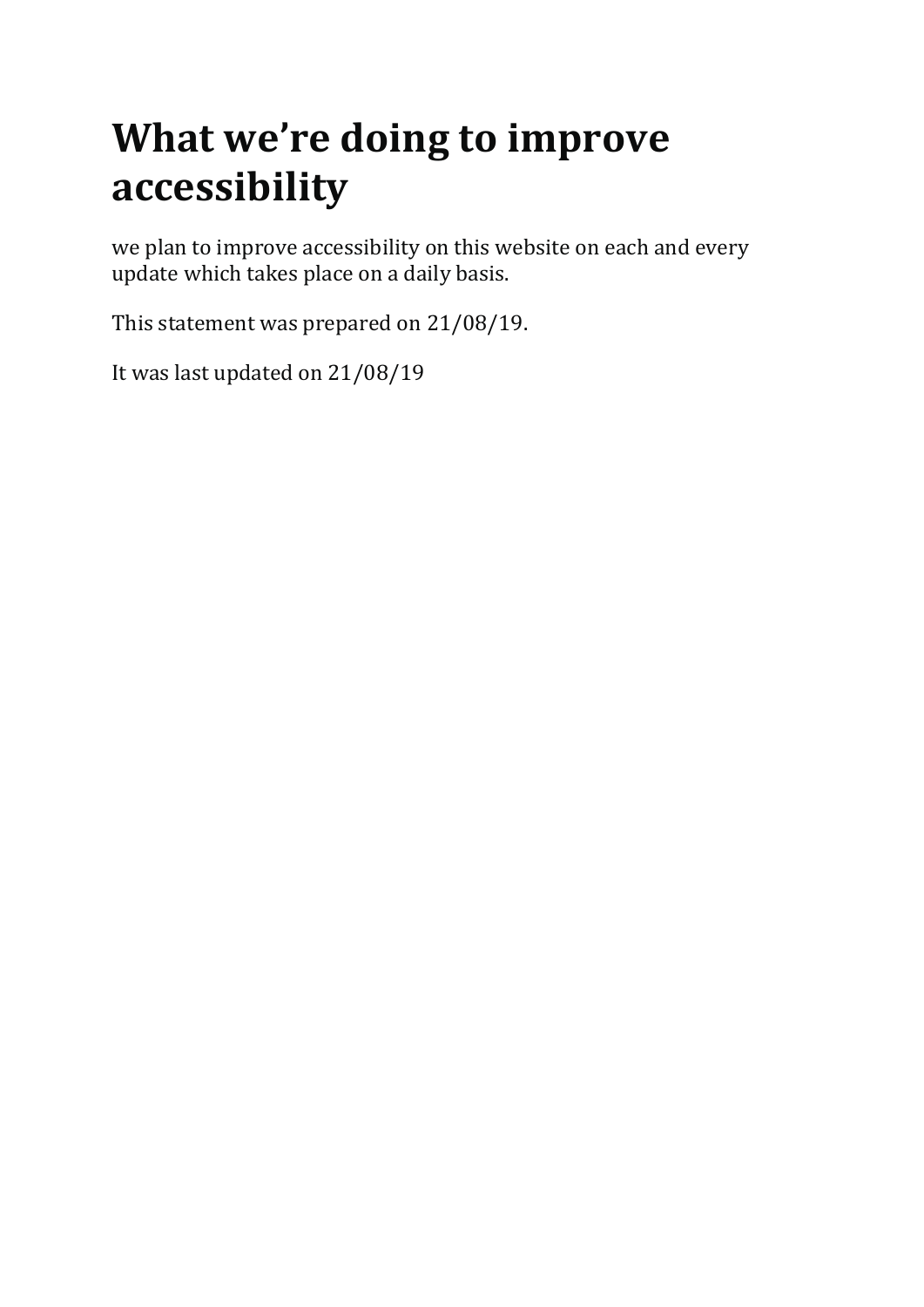# What we’re doing to improve accessibility

we plan to improve accessibility on this website on each and every update which takes place on a daily basis.

This statement was prepared on 21/08/19.

It was last updated on 21/08/19